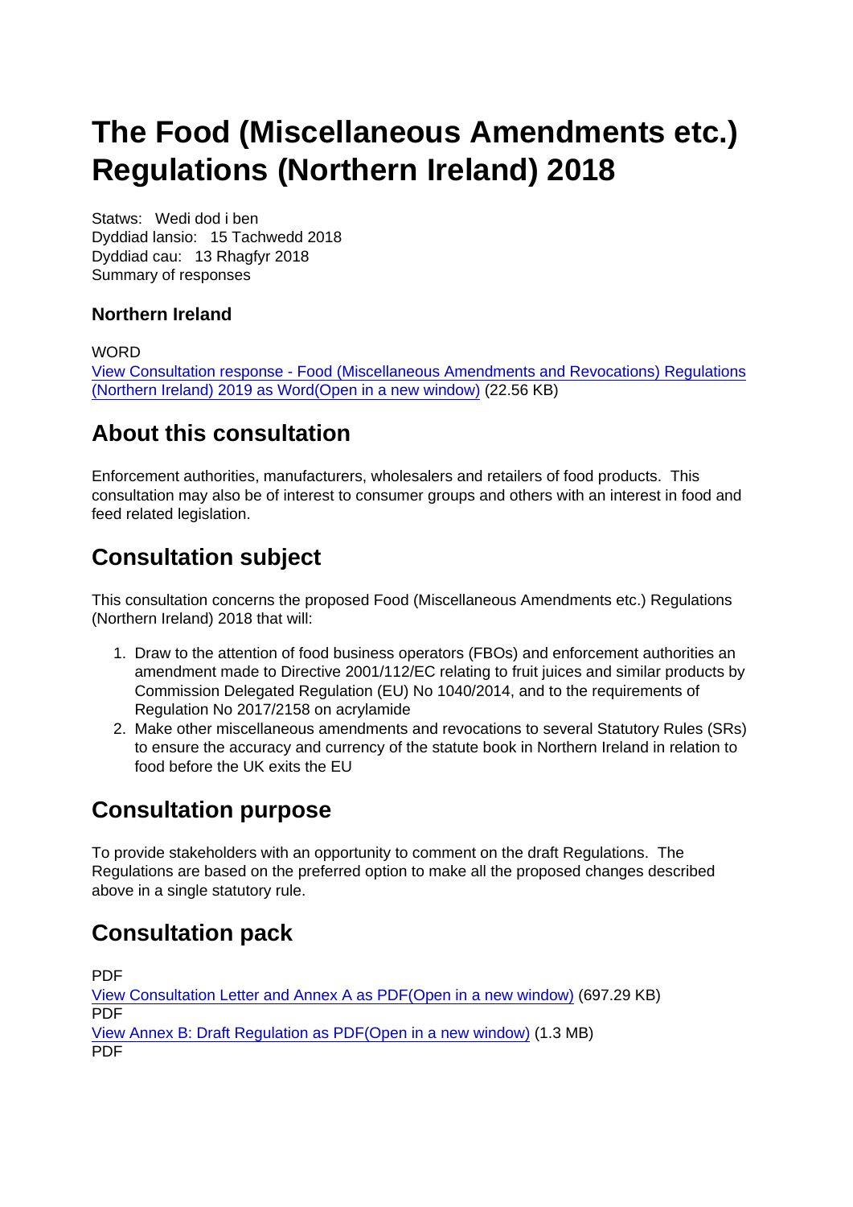# The Food (Miscellaneous Amendments etc.) Regulations (Northern Ireland) 2018

Statws: Wedi dod i ben
Dyddiad lansio: 15 Tachwedd 2018
Dyddiad cau: 13 Rhagfyr 2018
Summary of responses

### Northern Ireland

WORD
View Consultation response - Food (Miscellaneous Amendments and Revocations) Regulations (Northern Ireland) 2019 as Word(Open in a new window) (22.56 KB)

## About this consultation

Enforcement authorities, manufacturers, wholesalers and retailers of food products. This consultation may also be of interest to consumer groups and others with an interest in food and feed related legislation.

## Consultation subject

This consultation concerns the proposed Food (Miscellaneous Amendments etc.) Regulations (Northern Ireland) 2018 that will:

1. Draw to the attention of food business operators (FBOs) and enforcement authorities an amendment made to Directive 2001/112/EC relating to fruit juices and similar products by Commission Delegated Regulation (EU) No 1040/2014, and to the requirements of Regulation No 2017/2158 on acrylamide
2. Make other miscellaneous amendments and revocations to several Statutory Rules (SRs) to ensure the accuracy and currency of the statute book in Northern Ireland in relation to food before the UK exits the EU

## Consultation purpose

To provide stakeholders with an opportunity to comment on the draft Regulations. The Regulations are based on the preferred option to make all the proposed changes described above in a single statutory rule.

## Consultation pack

PDF
View Consultation Letter and Annex A as PDF(Open in a new window) (697.29 KB)
PDF
View Annex B: Draft Regulation as PDF(Open in a new window) (1.3 MB)
PDF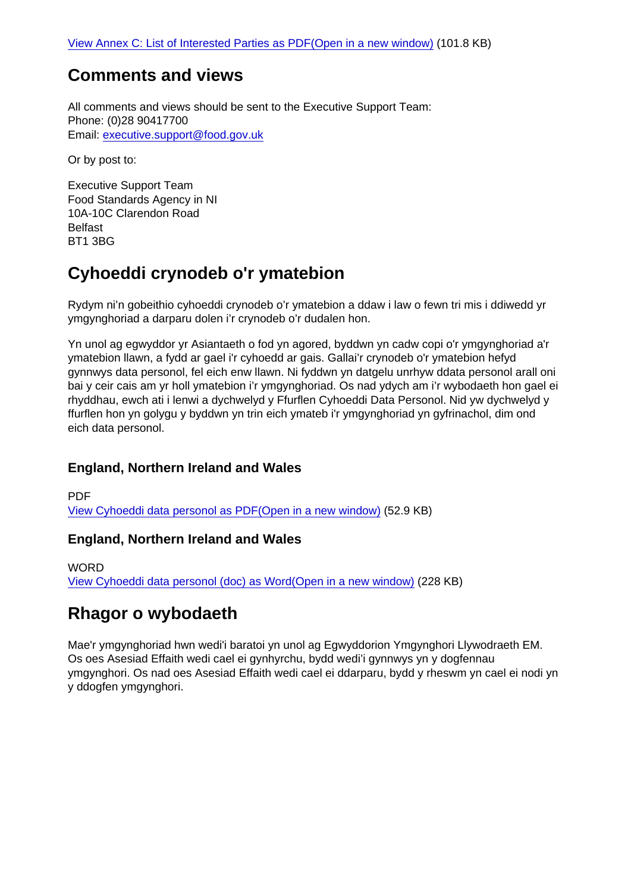[View Annex C: List of Interested Parties as PDF(Open in a new window)] (101.8 KB)

## Comments and views

All comments and views should be sent to the Executive Support Team:
Phone: (0)28 90417700
Email: executive.support@food.gov.uk

Or by post to:

Executive Support Team
Food Standards Agency in NI
10A-10C Clarendon Road
Belfast
BT1 3BG

## Cyhoeddi crynodeb o'r ymatebion

Rydym ni'n gobeithio cyhoeddi crynodeb o'r ymatebion a ddaw i law o fewn tri mis i ddiwedd yr ymgynghoriad a darparu dolen i'r crynodeb o'r dudalen hon.

Yn unol ag egwyddor yr Asiantaeth o fod yn agored, byddwn yn cadw copi o'r ymgynghoriad a'r ymatebion llawn, a fydd ar gael i'r cyhoedd ar gais. Gallai'r crynodeb o'r ymatebion hefyd gynnwys data personol, fel eich enw llawn. Ni fyddwn yn datgelu unrhyw ddata personol arall oni bai y ceir cais am yr holl ymatebion i'r ymgynghoriad. Os nad ydych am i'r wybodaeth hon gael ei rhyddhau, ewch ati i lenwi a dychwelyd y Ffurflen Cyhoeddi Data Personol. Nid yw dychwelyd y ffurflen hon yn golygu y byddwn yn trin eich ymateb i'r ymgynghoriad yn gyfrinachol, dim ond eich data personol.

### England, Northern Ireland and Wales

PDF
[View Cyhoeddi data personol as PDF(Open in a new window)] (52.9 KB)

### England, Northern Ireland and Wales

WORD
[View Cyhoeddi data personol (doc) as Word(Open in a new window)] (228 KB)

## Rhagor o wybodaeth

Mae'r ymgynghoriad hwn wedi'i baratoi yn unol ag Egwyddorion Ymgynghori Llywodraeth EM. Os oes Asesiad Effaith wedi cael ei gynhyrchu, bydd wedi'i gynnwys yn y dogfennau ymgynghori. Os nad oes Asesiad Effaith wedi cael ei ddarparu, bydd y rheswm yn cael ei nodi yn y ddogfen ymgynghori.